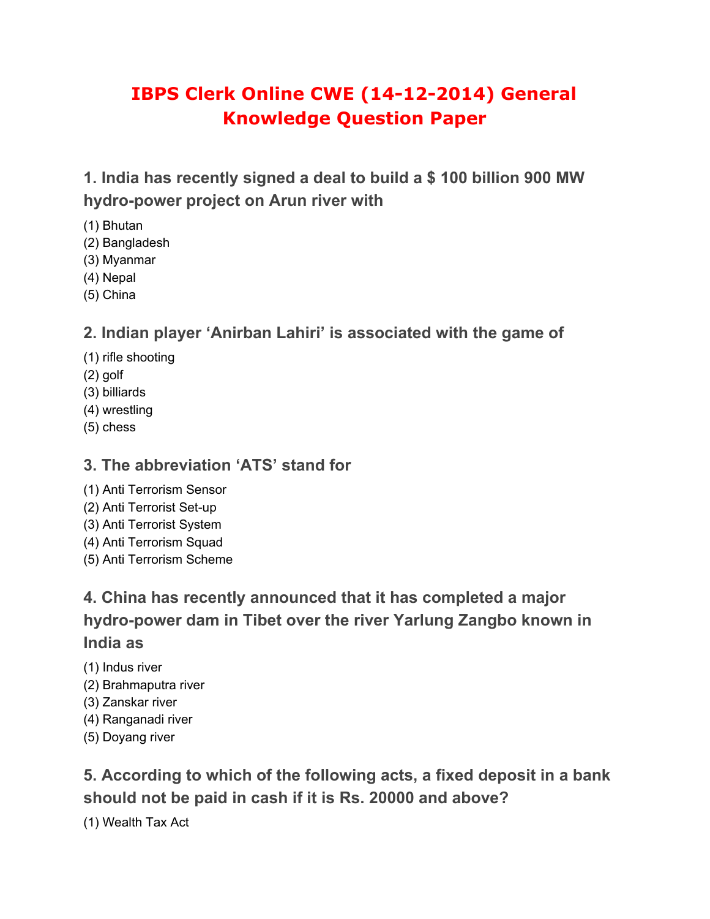# IBPS Clerk Online CWE (14-12-2014) General Knowledge Question Paper

### 1. India has recently signed a deal to build a $ 100 billion 900 MW hydro-power project on Arun river with

(1) Bhutan
(2) Bangladesh
(3) Myanmar
(4) Nepal
(5) China

### 2. Indian player 'Anirban Lahiri' is associated with the game of

(1) rifle shooting
(2) golf
(3) billiards
(4) wrestling
(5) chess

### 3. The abbreviation 'ATS' stand for

(1) Anti Terrorism Sensor
(2) Anti Terrorist Set-up
(3) Anti Terrorist System
(4) Anti Terrorism Squad
(5) Anti Terrorism Scheme

### 4. China has recently announced that it has completed a major hydro-power dam in Tibet over the river Yarlung Zangbo known in India as

(1) Indus river
(2) Brahmaputra river
(3) Zanskar river
(4) Ranganadi river
(5) Doyang river

### 5. According to which of the following acts, a fixed deposit in a bank should not be paid in cash if it is Rs. 20000 and above?

(1) Wealth Tax Act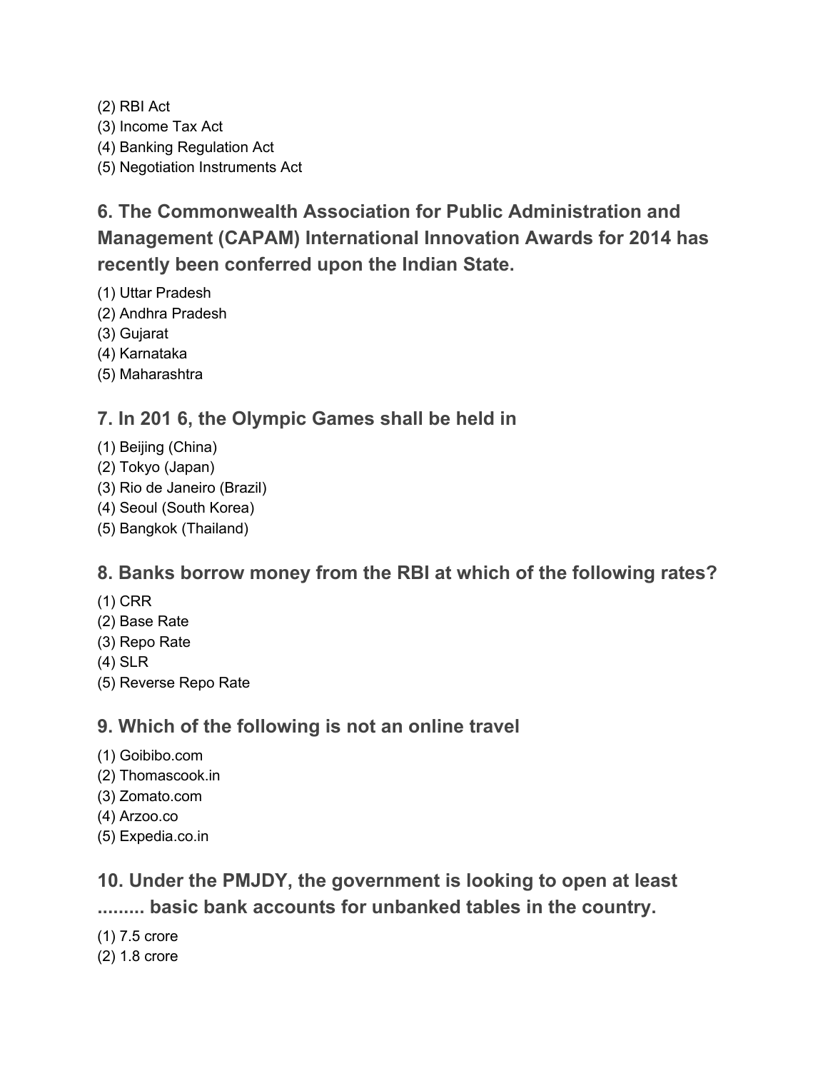(2) RBI Act
(3) Income Tax Act
(4) Banking Regulation Act
(5) Negotiation Instruments Act

### 6. The Commonwealth Association for Public Administration and Management (CAPAM) International Innovation Awards for 2014 has recently been conferred upon the Indian State.

(1) Uttar Pradesh
(2) Andhra Pradesh
(3) Gujarat
(4) Karnataka
(5) Maharashtra

### 7. In 201 6, the Olympic Games shall be held in

(1) Beijing (China)
(2) Tokyo (Japan)
(3) Rio de Janeiro (Brazil)
(4) Seoul (South Korea)
(5) Bangkok (Thailand)

### 8. Banks borrow money from the RBI at which of the following rates?

(1) CRR
(2) Base Rate
(3) Repo Rate
(4) SLR
(5) Reverse Repo Rate

### 9. Which of the following is not an online travel

(1) Goibibo.com
(2) Thomascook.in
(3) Zomato.com
(4) Arzoo.co
(5) Expedia.co.in

### 10. Under the PMJDY, the government is looking to open at least ......... basic bank accounts for unbanked tables in the country.

(1) 7.5 crore
(2) 1.8 crore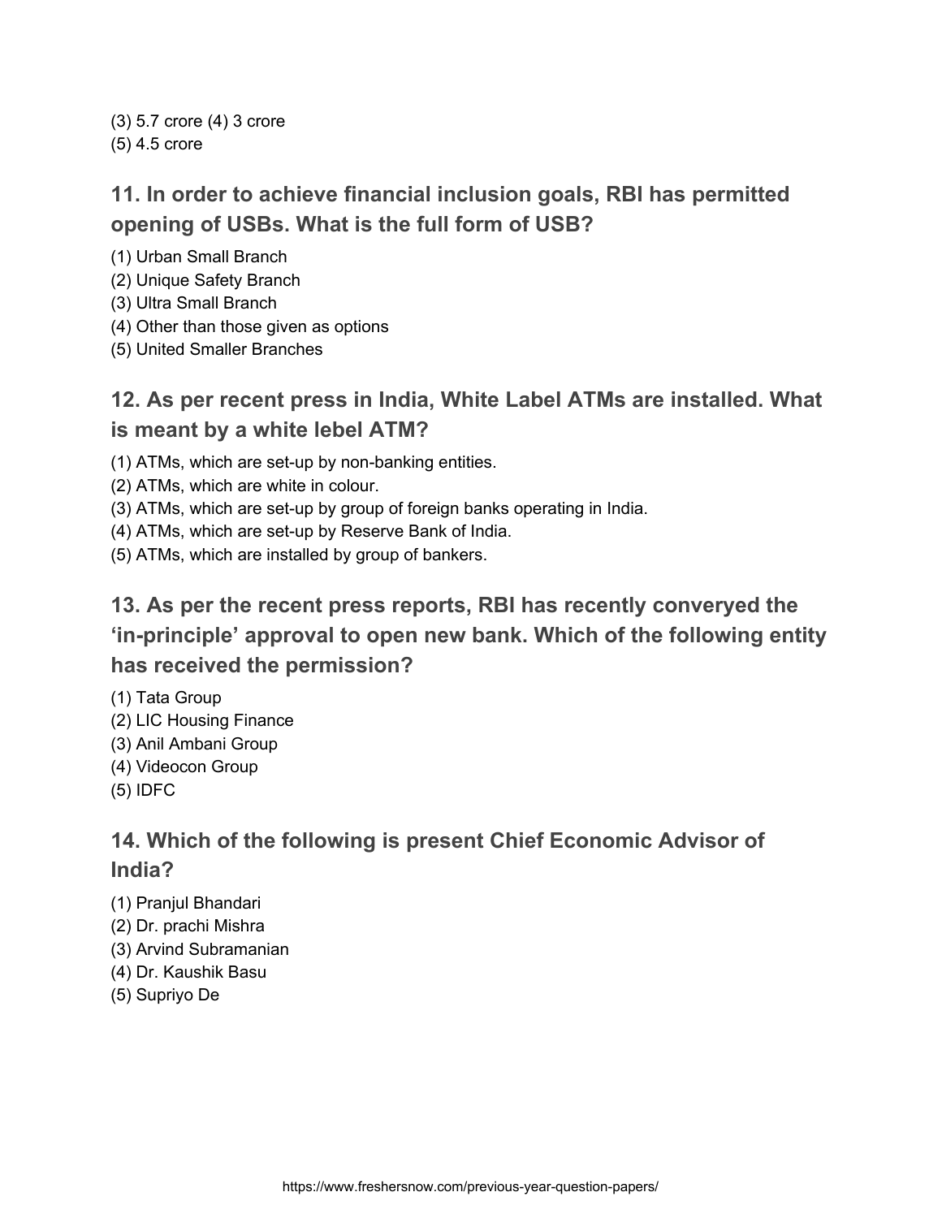(3) 5.7 crore (4) 3 crore
(5) 4.5 crore

### 11. In order to achieve financial inclusion goals, RBI has permitted opening of USBs. What is the full form of USB?

(1) Urban Small Branch
(2) Unique Safety Branch
(3) Ultra Small Branch
(4) Other than those given as options
(5) United Smaller Branches

### 12. As per recent press in India, White Label ATMs are installed. What is meant by a white lebel ATM?

(1) ATMs, which are set-up by non-banking entities.
(2) ATMs, which are white in colour.
(3) ATMs, which are set-up by group of foreign banks operating in India.
(4) ATMs, which are set-up by Reserve Bank of India.
(5) ATMs, which are installed by group of bankers.

### 13. As per the recent press reports, RBI has recently converyed the 'in-principle' approval to open new bank. Which of the following entity has received the permission?

(1) Tata Group
(2) LIC Housing Finance
(3) Anil Ambani Group
(4) Videocon Group
(5) IDFC

### 14. Which of the following is present Chief Economic Advisor of India?

(1) Pranjul Bhandari
(2) Dr. prachi Mishra
(3) Arvind Subramanian
(4) Dr. Kaushik Basu
(5) Supriyo De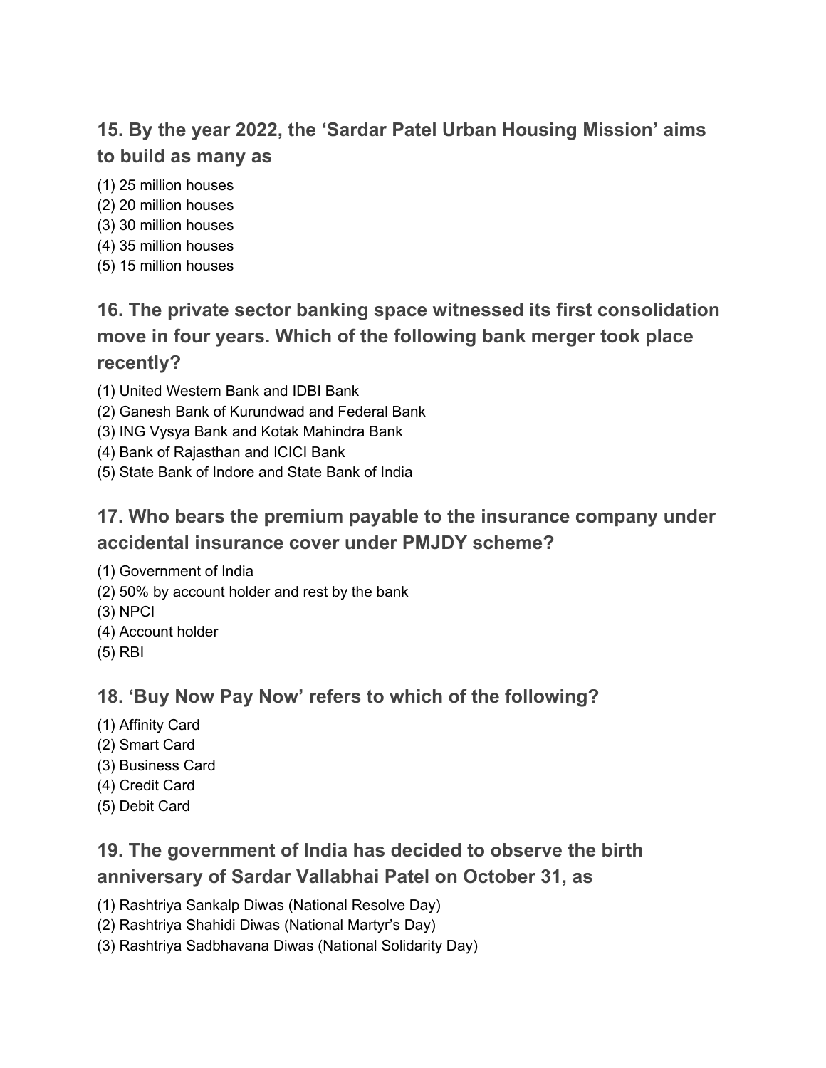### 15. By the year 2022, the 'Sardar Patel Urban Housing Mission' aims to build as many as

(1) 25 million houses
(2) 20 million houses
(3) 30 million houses
(4) 35 million houses
(5) 15 million houses

### 16. The private sector banking space witnessed its first consolidation move in four years. Which of the following bank merger took place recently?

(1) United Western Bank and IDBI Bank
(2) Ganesh Bank of Kurundwad and Federal Bank
(3) ING Vysya Bank and Kotak Mahindra Bank
(4) Bank of Rajasthan and ICICI Bank
(5) State Bank of Indore and State Bank of India

### 17. Who bears the premium payable to the insurance company under accidental insurance cover under PMJDY scheme?

(1) Government of India
(2) 50% by account holder and rest by the bank
(3) NPCI
(4) Account holder
(5) RBI

### 18. 'Buy Now Pay Now' refers to which of the following?

(1) Affinity Card
(2) Smart Card
(3) Business Card
(4) Credit Card
(5) Debit Card

### 19. The government of India has decided to observe the birth anniversary of Sardar Vallabhai Patel on October 31, as

(1) Rashtriya Sankalp Diwas (National Resolve Day)
(2) Rashtriya Shahidi Diwas (National Martyr's Day)
(3) Rashtriya Sadbhavana Diwas (National Solidarity Day)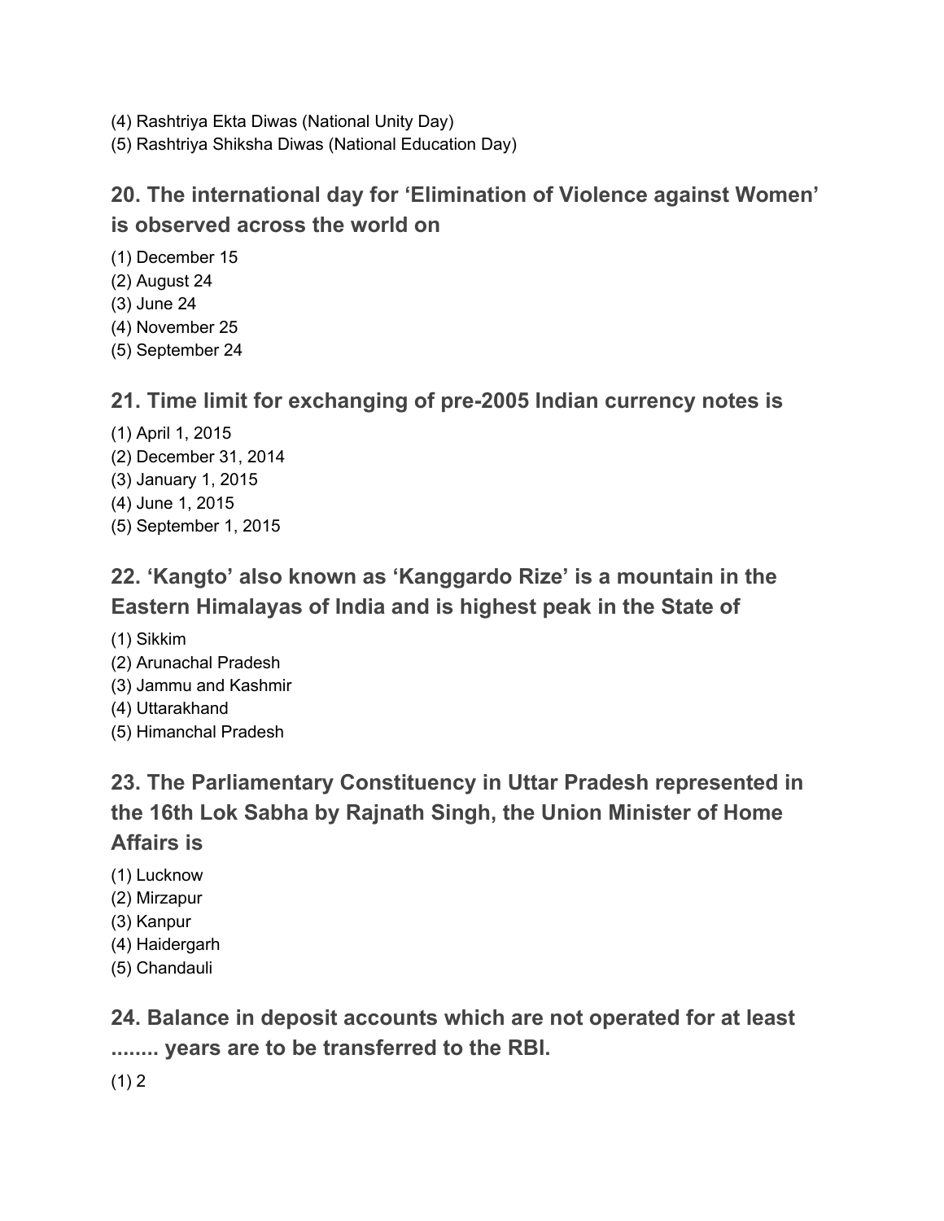(4) Rashtriya Ekta Diwas (National Unity Day)
(5) Rashtriya Shiksha Diwas (National Education Day)

### 20. The international day for ‘Elimination of Violence against Women’ is observed across the world on

(1) December 15
(2) August 24
(3) June 24
(4) November 25
(5) September 24

### 21. Time limit for exchanging of pre-2005 Indian currency notes is

(1) April 1, 2015
(2) December 31, 2014
(3) January 1, 2015
(4) June 1, 2015
(5) September 1, 2015

### 22. ‘Kangto’ also known as ‘Kanggardo Rize’ is a mountain in the Eastern Himalayas of India and is highest peak in the State of

(1) Sikkim
(2) Arunachal Pradesh
(3) Jammu and Kashmir
(4) Uttarakhand
(5) Himanchal Pradesh

### 23. The Parliamentary Constituency in Uttar Pradesh represented in the 16th Lok Sabha by Rajnath Singh, the Union Minister of Home Affairs is

(1) Lucknow
(2) Mirzapur
(3) Kanpur
(4) Haidergarh
(5) Chandauli

### 24. Balance in deposit accounts which are not operated for at least ........ years are to be transferred to the RBI.

(1) 2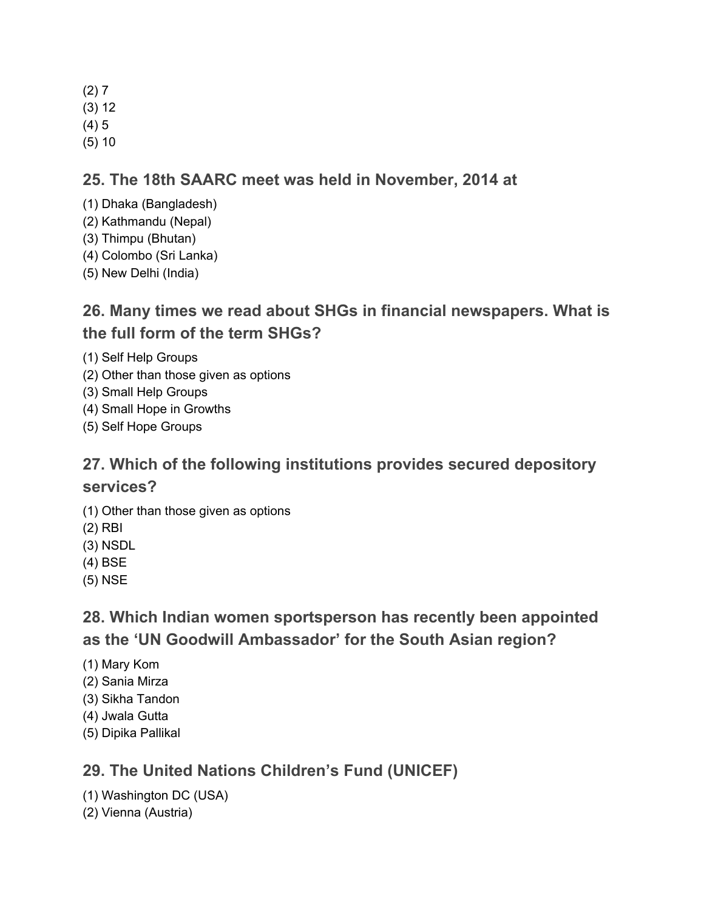(2) 7
(3) 12
(4) 5
(5) 10

### 25. The 18th SAARC meet was held in November, 2014 at

(1) Dhaka (Bangladesh)
(2) Kathmandu (Nepal)
(3) Thimpu (Bhutan)
(4) Colombo (Sri Lanka)
(5) New Delhi (India)

### 26. Many times we read about SHGs in financial newspapers. What is the full form of the term SHGs?

(1) Self Help Groups
(2) Other than those given as options
(3) Small Help Groups
(4) Small Hope in Growths
(5) Self Hope Groups

### 27. Which of the following institutions provides secured depository services?

(1) Other than those given as options
(2) RBI
(3) NSDL
(4) BSE
(5) NSE

### 28. Which Indian women sportsperson has recently been appointed as the 'UN Goodwill Ambassador' for the South Asian region?

(1) Mary Kom
(2) Sania Mirza
(3) Sikha Tandon
(4) Jwala Gutta
(5) Dipika Pallikal

### 29. The United Nations Children's Fund (UNICEF)

(1) Washington DC (USA)
(2) Vienna (Austria)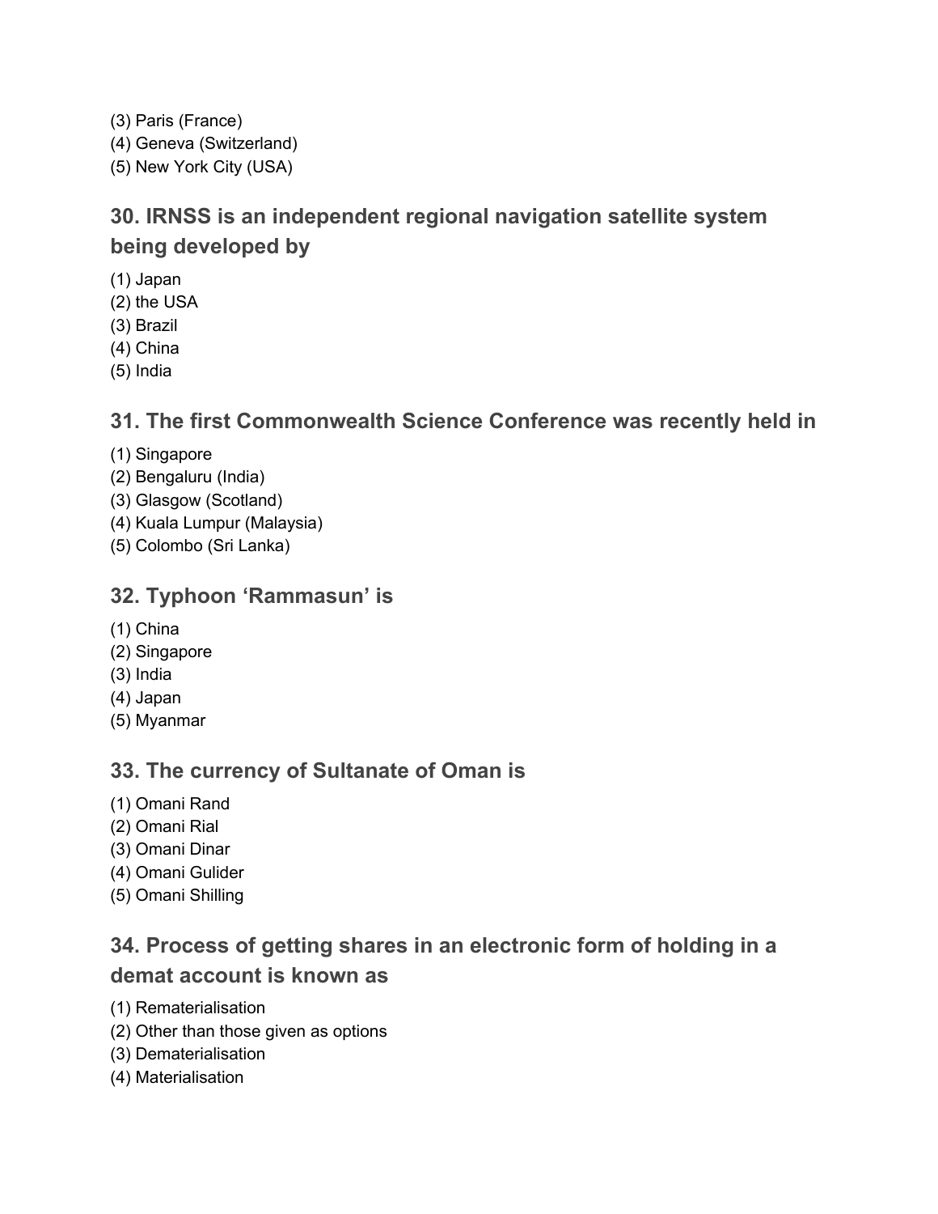(3) Paris (France)
(4) Geneva (Switzerland)
(5) New York City (USA)

### 30. IRNSS is an independent regional navigation satellite system being developed by

(1) Japan
(2) the USA
(3) Brazil
(4) China
(5) India

### 31. The first Commonwealth Science Conference was recently held in

(1) Singapore
(2) Bengaluru (India)
(3) Glasgow (Scotland)
(4) Kuala Lumpur (Malaysia)
(5) Colombo (Sri Lanka)

### 32. Typhoon 'Rammasun' is

(1) China
(2) Singapore
(3) India
(4) Japan
(5) Myanmar

### 33. The currency of Sultanate of Oman is

(1) Omani Rand
(2) Omani Rial
(3) Omani Dinar
(4) Omani Gulider
(5) Omani Shilling

### 34. Process of getting shares in an electronic form of holding in a demat account is known as

(1) Rematerialisation
(2) Other than those given as options
(3) Dematerialisation
(4) Materialisation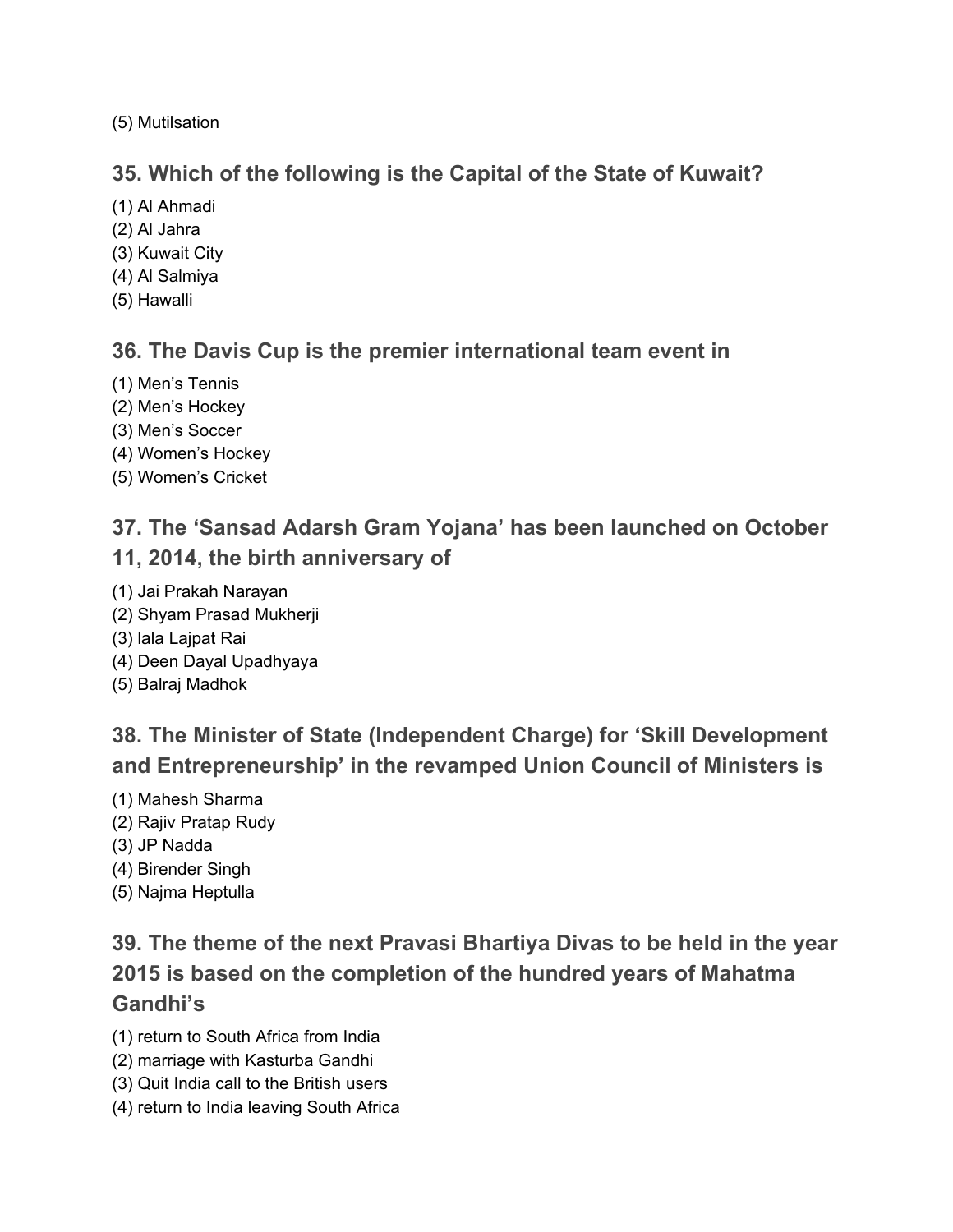(5) Mutilsation

### 35. Which of the following is the Capital of the State of Kuwait?

(1) Al Ahmadi
(2) Al Jahra
(3) Kuwait City
(4) Al Salmiya
(5) Hawalli

### 36. The Davis Cup is the premier international team event in

(1) Men's Tennis
(2) Men's Hockey
(3) Men's Soccer
(4) Women's Hockey
(5) Women's Cricket

### 37. The 'Sansad Adarsh Gram Yojana' has been launched on October 11, 2014, the birth anniversary of

(1) Jai Prakah Narayan
(2) Shyam Prasad Mukherji
(3) lala Lajpat Rai
(4) Deen Dayal Upadhyaya
(5) Balraj Madhok

### 38. The Minister of State (Independent Charge) for 'Skill Development and Entrepreneurship' in the revamped Union Council of Ministers is

(1) Mahesh Sharma
(2) Rajiv Pratap Rudy
(3) JP Nadda
(4) Birender Singh
(5) Najma Heptulla

### 39. The theme of the next Pravasi Bhartiya Divas to be held in the year 2015 is based on the completion of the hundred years of Mahatma Gandhi's

(1) return to South Africa from India
(2) marriage with Kasturba Gandhi
(3) Quit India call to the British users
(4) return to India leaving South Africa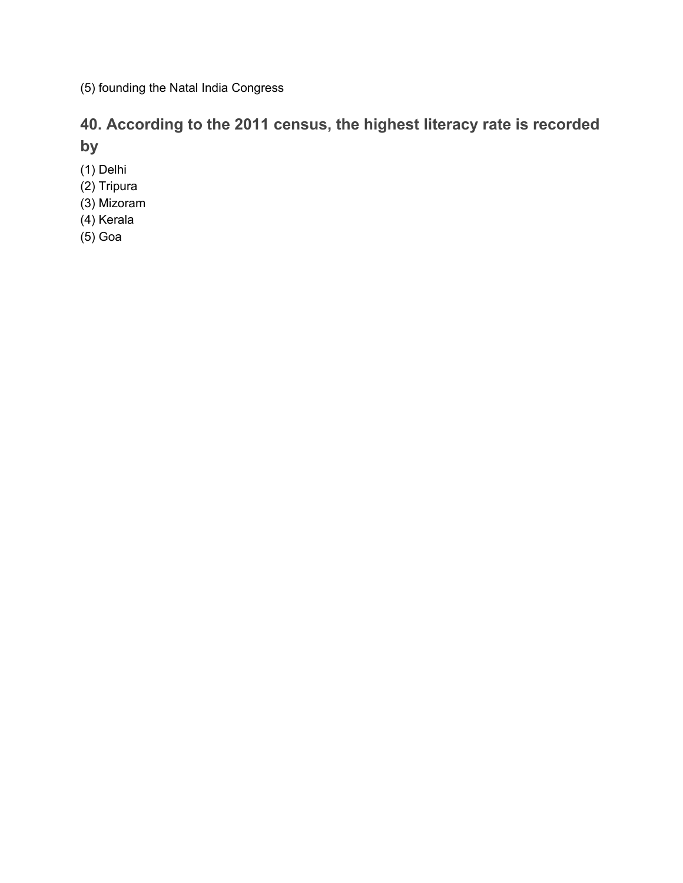(5) founding the Natal India Congress

## 40. According to the 2011 census, the highest literacy rate is recorded by

(1) Delhi
(2) Tripura
(3) Mizoram
(4) Kerala
(5) Goa